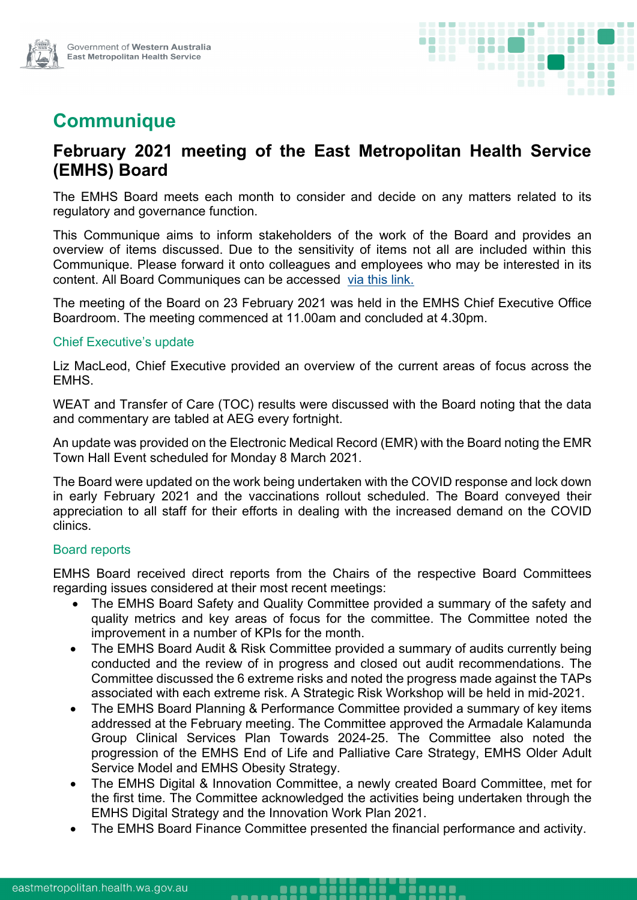# Communique

## February 2021 meeting of the East Metropolitan Health Service (EMHS) Board

The EMHS Board meets each month to consider and decide on any matters related to its regulatory and governance function.

This Communique aims to inform stakeholders of the work of the Board and provides an overview of items discussed. Due to the sensitivity of items not all are included within this Communique. Please forward it onto colleagues and employees who may be interested in its content. All Board Communiques can be accessed via this link.

The meeting of the Board on 23 February 2021 was held in the EMHS Chief Executive Office Boardroom. The meeting commenced at 11.00am and concluded at 4.30pm.

### Chief Executive's update

Liz MacLeod, Chief Executive provided an overview of the current areas of focus across the EMHS.

WEAT and Transfer of Care (TOC) results were discussed with the Board noting that the data and commentary are tabled at AEG every fortnight.

An update was provided on the Electronic Medical Record (EMR) with the Board noting the EMR Town Hall Event scheduled for Monday 8 March 2021.

The Board were updated on the work being undertaken with the COVID response and lock down in early February 2021 and the vaccinations rollout scheduled. The Board conveyed their appreciation to all staff for their efforts in dealing with the increased demand on the COVID clinics.

### Board reports

EMHS Board received direct reports from the Chairs of the respective Board Committees regarding issues considered at their most recent meetings:

- The EMHS Board Safety and Quality Committee provided a summary of the safety and quality metrics and key areas of focus for the committee. The Committee noted the improvement in a number of KPIs for the month.
- The EMHS Board Audit & Risk Committee provided a summary of audits currently being conducted and the review of in progress and closed out audit recommendations. The Committee discussed the 6 extreme risks and noted the progress made against the TAPs associated with each extreme risk. A Strategic Risk Workshop will be held in mid-2021.
- The EMHS Board Planning & Performance Committee provided a summary of key items addressed at the February meeting. The Committee approved the Armadale Kalamunda Group Clinical Services Plan Towards 2024-25. The Committee also noted the progression of the EMHS End of Life and Palliative Care Strategy, EMHS Older Adult Service Model and EMHS Obesity Strategy.
- The EMHS Digital & Innovation Committee, a newly created Board Committee, met for the first time. The Committee acknowledged the activities being undertaken through the EMHS Digital Strategy and the Innovation Work Plan 2021.
- The EMHS Board Finance Committee presented the financial performance and activity.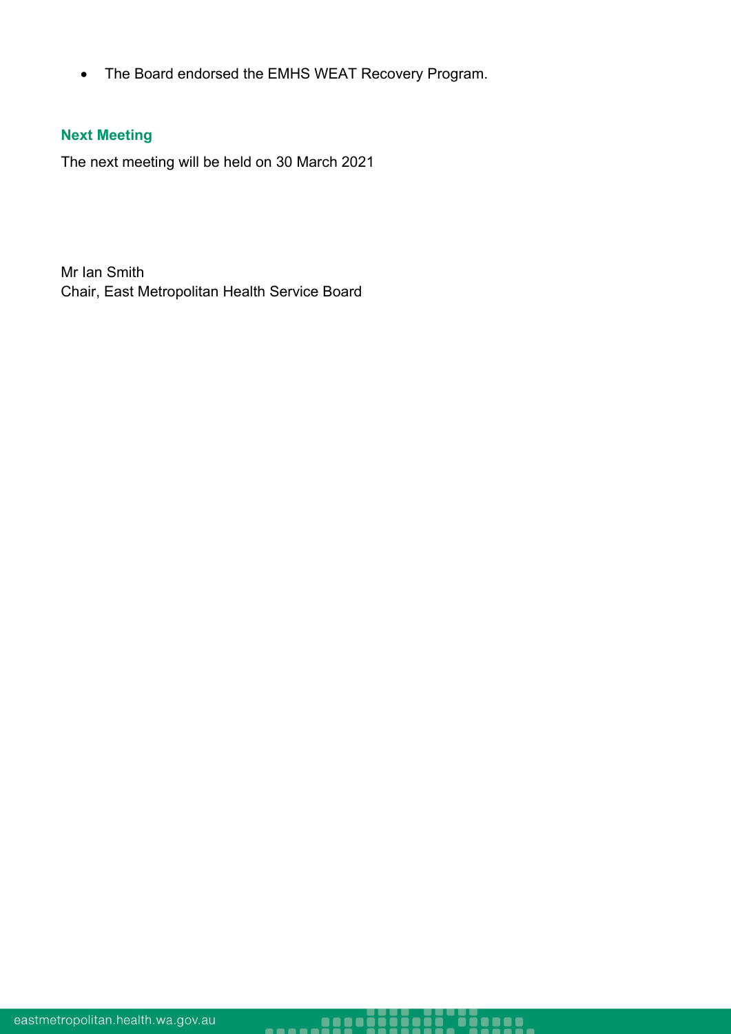- The Board endorsed the EMHS WEAT Recovery Program.

## Next Meeting

The next meeting will be held on 30 March 2021

Mr Ian Smith
Chair, East Metropolitan Health Service Board